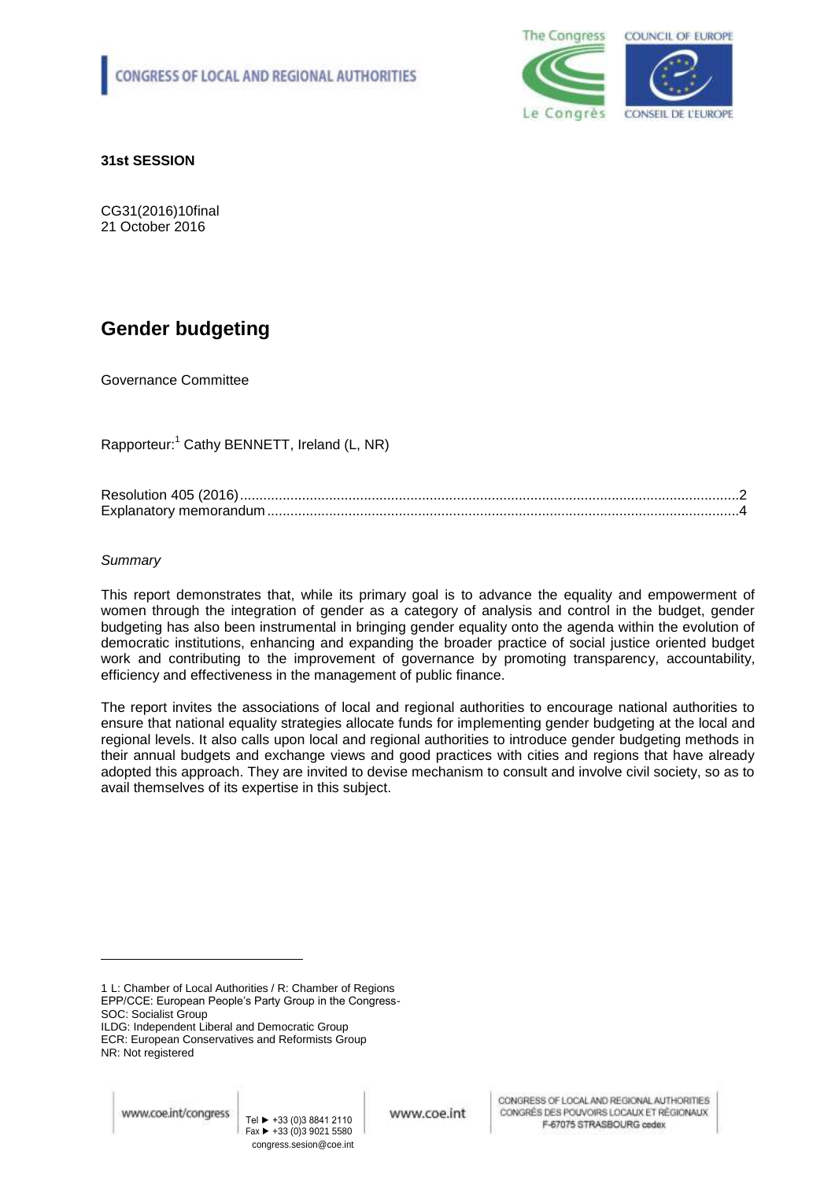CONGRESS OF LOCAL AND REGIONAL AUTHORITIES

**31st SESSION**

CG31(2016)10final
21 October 2016

# Gender budgeting

Governance Committee

Rapporteur:[1] Cathy BENNETT, Ireland (L, NR)

Resolution 405 (2016)................................................................................................................................2
Explanatory memorandum.........................................................................................................................4

*Summary*

This report demonstrates that, while its primary goal is to advance the equality and empowerment of women through the integration of gender as a category of analysis and control in the budget, gender budgeting has also been instrumental in bringing gender equality onto the agenda within the evolution of democratic institutions, enhancing and expanding the broader practice of social justice oriented budget work and contributing to the improvement of governance by promoting transparency, accountability, efficiency and effectiveness in the management of public finance.

The report invites the associations of local and regional authorities to encourage national authorities to ensure that national equality strategies allocate funds for implementing gender budgeting at the local and regional levels. It also calls upon local and regional authorities to introduce gender budgeting methods in their annual budgets and exchange views and good practices with cities and regions that have already adopted this approach. They are invited to devise mechanism to consult and involve civil society, so as to avail themselves of its expertise in this subject.

---

1 L: Chamber of Local Authorities / R: Chamber of Regions
EPP/CCE: European People's Party Group in the Congress-
SOC: Socialist Group
ILDG: Independent Liberal and Democratic Group
ECR: European Conservatives and Reformists Group
NR: Not registered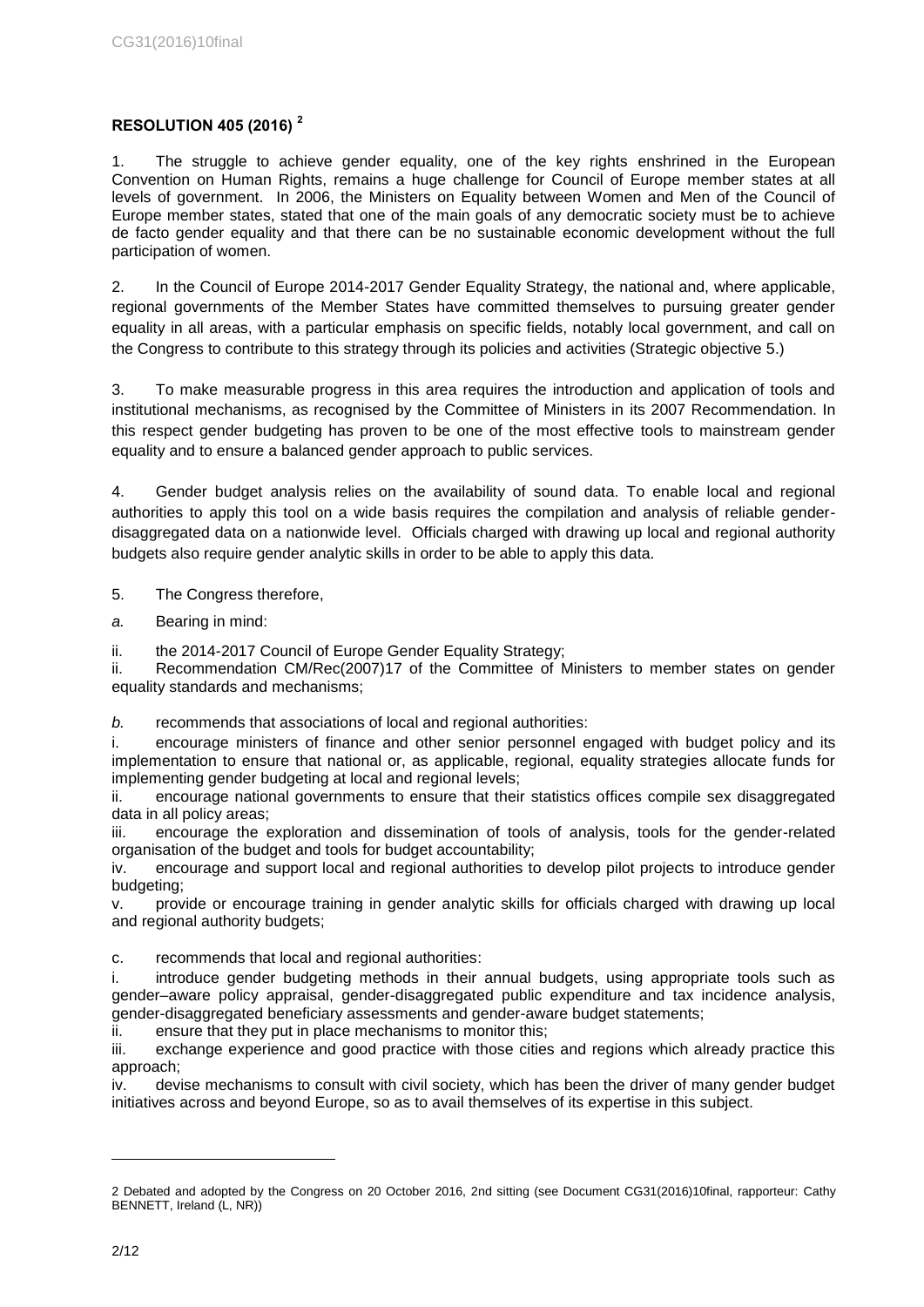## RESOLUTION 405 (2016) [2]

1. The struggle to achieve gender equality, one of the key rights enshrined in the European Convention on Human Rights, remains a huge challenge for Council of Europe member states at all levels of government. In 2006, the Ministers on Equality between Women and Men of the Council of Europe member states, stated that one of the main goals of any democratic society must be to achieve de facto gender equality and that there can be no sustainable economic development without the full participation of women.

2. In the Council of Europe 2014-2017 Gender Equality Strategy, the national and, where applicable, regional governments of the Member States have committed themselves to pursuing greater gender equality in all areas, with a particular emphasis on specific fields, notably local government, and call on the Congress to contribute to this strategy through its policies and activities (Strategic objective 5.)

3. To make measurable progress in this area requires the introduction and application of tools and institutional mechanisms, as recognised by the Committee of Ministers in its 2007 Recommendation. In this respect gender budgeting has proven to be one of the most effective tools to mainstream gender equality and to ensure a balanced gender approach to public services.

4. Gender budget analysis relies on the availability of sound data. To enable local and regional authorities to apply this tool on a wide basis requires the compilation and analysis of reliable gender-disaggregated data on a nationwide level. Officials charged with drawing up local and regional authority budgets also require gender analytic skills in order to be able to apply this data.

5. The Congress therefore,

*a.* Bearing in mind:

ii. the 2014-2017 Council of Europe Gender Equality Strategy;

ii. Recommendation CM/Rec(2007)17 of the Committee of Ministers to member states on gender equality standards and mechanisms;

*b.* recommends that associations of local and regional authorities:

i. encourage ministers of finance and other senior personnel engaged with budget policy and its implementation to ensure that national or, as applicable, regional, equality strategies allocate funds for implementing gender budgeting at local and regional levels;

ii. encourage national governments to ensure that their statistics offices compile sex disaggregated data in all policy areas;

iii. encourage the exploration and dissemination of tools of analysis, tools for the gender-related organisation of the budget and tools for budget accountability;

iv. encourage and support local and regional authorities to develop pilot projects to introduce gender budgeting;

v. provide or encourage training in gender analytic skills for officials charged with drawing up local and regional authority budgets;

c. recommends that local and regional authorities:

i. introduce gender budgeting methods in their annual budgets, using appropriate tools such as gender–aware policy appraisal, gender-disaggregated public expenditure and tax incidence analysis, gender-disaggregated beneficiary assessments and gender-aware budget statements;

ii. ensure that they put in place mechanisms to monitor this;

iii. exchange experience and good practice with those cities and regions which already practice this approach;

iv. devise mechanisms to consult with civil society, which has been the driver of many gender budget initiatives across and beyond Europe, so as to avail themselves of its expertise in this subject.

---

[2] Debated and adopted by the Congress on 20 October 2016, 2nd sitting (see Document CG31(2016)10final, rapporteur: Cathy BENNETT, Ireland (L, NR))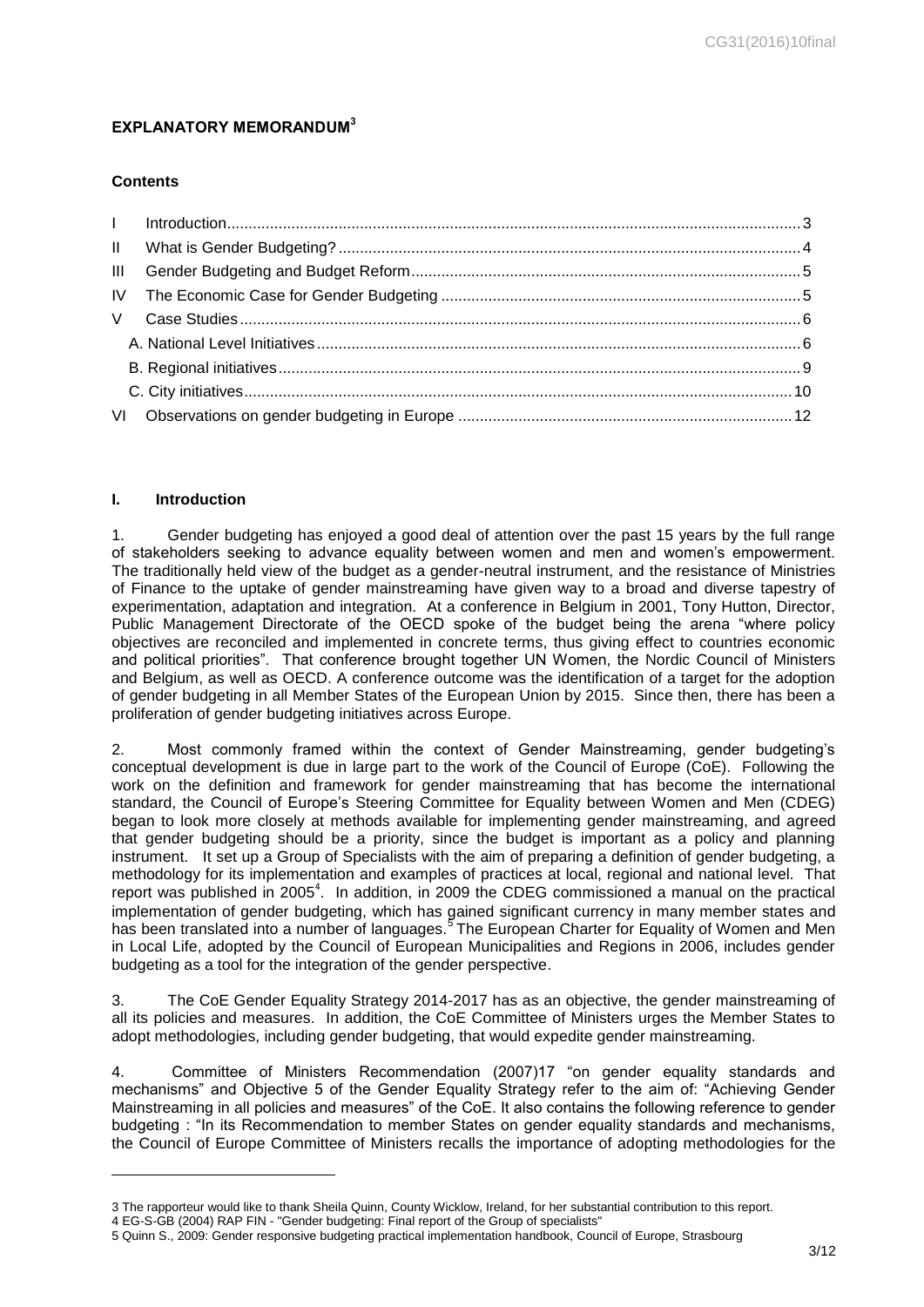## EXPLANATORY MEMORANDUM[3]

### Contents

| | | |
|---|---|---|
| I | Introduction | 3 |
| II | What is Gender Budgeting? | 4 |
| III | Gender Budgeting and Budget Reform | 5 |
| IV | The Economic Case for Gender Budgeting | 5 |
| V | Case Studies | 6 |
| | A. National Level Initiatives | 6 |
| | B. Regional initiatives | 9 |
| | C. City initiatives | 10 |
| VI | Observations on gender budgeting in Europe | 12 |

### I. Introduction

1. Gender budgeting has enjoyed a good deal of attention over the past 15 years by the full range of stakeholders seeking to advance equality between women and men and women's empowerment. The traditionally held view of the budget as a gender-neutral instrument, and the resistance of Ministries of Finance to the uptake of gender mainstreaming have given way to a broad and diverse tapestry of experimentation, adaptation and integration. At a conference in Belgium in 2001, Tony Hutton, Director, Public Management Directorate of the OECD spoke of the budget being the arena "where policy objectives are reconciled and implemented in concrete terms, thus giving effect to countries economic and political priorities". That conference brought together UN Women, the Nordic Council of Ministers and Belgium, as well as OECD. A conference outcome was the identification of a target for the adoption of gender budgeting in all Member States of the European Union by 2015. Since then, there has been a proliferation of gender budgeting initiatives across Europe.

2. Most commonly framed within the context of Gender Mainstreaming, gender budgeting's conceptual development is due in large part to the work of the Council of Europe (CoE). Following the work on the definition and framework for gender mainstreaming that has become the international standard, the Council of Europe's Steering Committee for Equality between Women and Men (CDEG) began to look more closely at methods available for implementing gender mainstreaming, and agreed that gender budgeting should be a priority, since the budget is important as a policy and planning instrument. It set up a Group of Specialists with the aim of preparing a definition of gender budgeting, a methodology for its implementation and examples of practices at local, regional and national level. That report was published in 2005[4]. In addition, in 2009 the CDEG commissioned a manual on the practical implementation of gender budgeting, which has gained significant currency in many member states and has been translated into a number of languages.[5] The European Charter for Equality of Women and Men in Local Life, adopted by the Council of European Municipalities and Regions in 2006, includes gender budgeting as a tool for the integration of the gender perspective.

3. The CoE Gender Equality Strategy 2014-2017 has as an objective, the gender mainstreaming of all its policies and measures. In addition, the CoE Committee of Ministers urges the Member States to adopt methodologies, including gender budgeting, that would expedite gender mainstreaming.

4. Committee of Ministers Recommendation (2007)17 "on gender equality standards and mechanisms" and Objective 5 of the Gender Equality Strategy refer to the aim of: "Achieving Gender Mainstreaming in all policies and measures" of the CoE. It also contains the following reference to gender budgeting : "In its Recommendation to member States on gender equality standards and mechanisms, the Council of Europe Committee of Ministers recalls the importance of adopting methodologies for the

---

3 The rapporteur would like to thank Sheila Quinn, County Wicklow, Ireland, for her substantial contribution to this report.

4 EG-S-GB (2004) RAP FIN - "Gender budgeting: Final report of the Group of specialists"

5 Quinn S., 2009: Gender responsive budgeting practical implementation handbook, Council of Europe, Strasbourg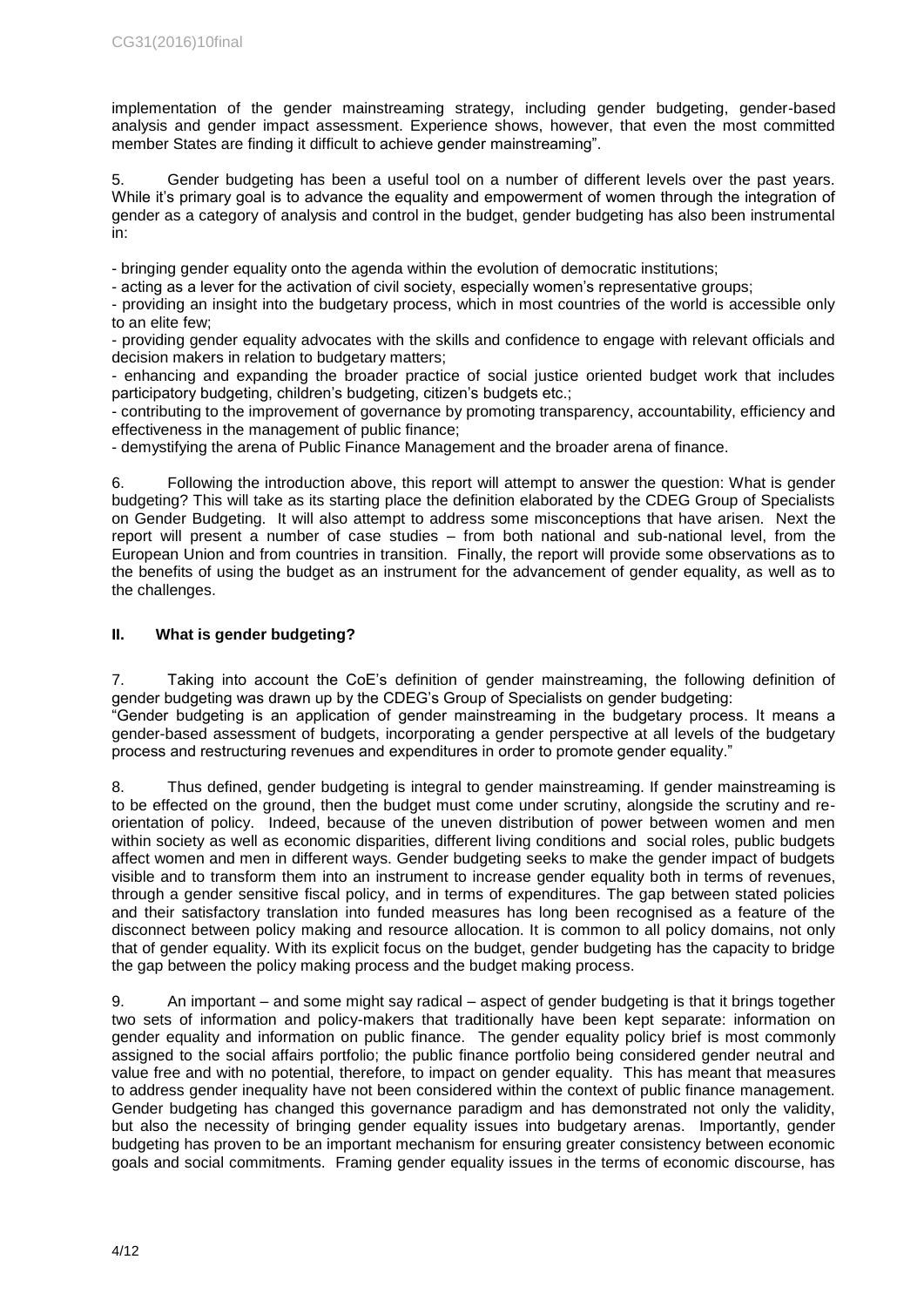implementation of the gender mainstreaming strategy, including gender budgeting, gender-based analysis and gender impact assessment. Experience shows, however, that even the most committed member States are finding it difficult to achieve gender mainstreaming".

5. Gender budgeting has been a useful tool on a number of different levels over the past years. While it's primary goal is to advance the equality and empowerment of women through the integration of gender as a category of analysis and control in the budget, gender budgeting has also been instrumental in:

- bringing gender equality onto the agenda within the evolution of democratic institutions;
- acting as a lever for the activation of civil society, especially women's representative groups;
- providing an insight into the budgetary process, which in most countries of the world is accessible only to an elite few;
- providing gender equality advocates with the skills and confidence to engage with relevant officials and decision makers in relation to budgetary matters;
- enhancing and expanding the broader practice of social justice oriented budget work that includes participatory budgeting, children's budgeting, citizen's budgets etc.;
- contributing to the improvement of governance by promoting transparency, accountability, efficiency and effectiveness in the management of public finance;
- demystifying the arena of Public Finance Management and the broader arena of finance.

6. Following the introduction above, this report will attempt to answer the question: What is gender budgeting? This will take as its starting place the definition elaborated by the CDEG Group of Specialists on Gender Budgeting. It will also attempt to address some misconceptions that have arisen. Next the report will present a number of case studies – from both national and sub-national level, from the European Union and from countries in transition. Finally, the report will provide some observations as to the benefits of using the budget as an instrument for the advancement of gender equality, as well as to the challenges.

## II. What is gender budgeting?

7. Taking into account the CoE's definition of gender mainstreaming, the following definition of gender budgeting was drawn up by the CDEG's Group of Specialists on gender budgeting:
"Gender budgeting is an application of gender mainstreaming in the budgetary process. It means a gender-based assessment of budgets, incorporating a gender perspective at all levels of the budgetary process and restructuring revenues and expenditures in order to promote gender equality."

8. Thus defined, gender budgeting is integral to gender mainstreaming. If gender mainstreaming is to be effected on the ground, then the budget must come under scrutiny, alongside the scrutiny and re-orientation of policy. Indeed, because of the uneven distribution of power between women and men within society as well as economic disparities, different living conditions and social roles, public budgets affect women and men in different ways. Gender budgeting seeks to make the gender impact of budgets visible and to transform them into an instrument to increase gender equality both in terms of revenues, through a gender sensitive fiscal policy, and in terms of expenditures. The gap between stated policies and their satisfactory translation into funded measures has long been recognised as a feature of the disconnect between policy making and resource allocation. It is common to all policy domains, not only that of gender equality. With its explicit focus on the budget, gender budgeting has the capacity to bridge the gap between the policy making process and the budget making process.

9. An important – and some might say radical – aspect of gender budgeting is that it brings together two sets of information and policy-makers that traditionally have been kept separate: information on gender equality and information on public finance. The gender equality policy brief is most commonly assigned to the social affairs portfolio; the public finance portfolio being considered gender neutral and value free and with no potential, therefore, to impact on gender equality. This has meant that measures to address gender inequality have not been considered within the context of public finance management. Gender budgeting has changed this governance paradigm and has demonstrated not only the validity, but also the necessity of bringing gender equality issues into budgetary arenas. Importantly, gender budgeting has proven to be an important mechanism for ensuring greater consistency between economic goals and social commitments. Framing gender equality issues in the terms of economic discourse, has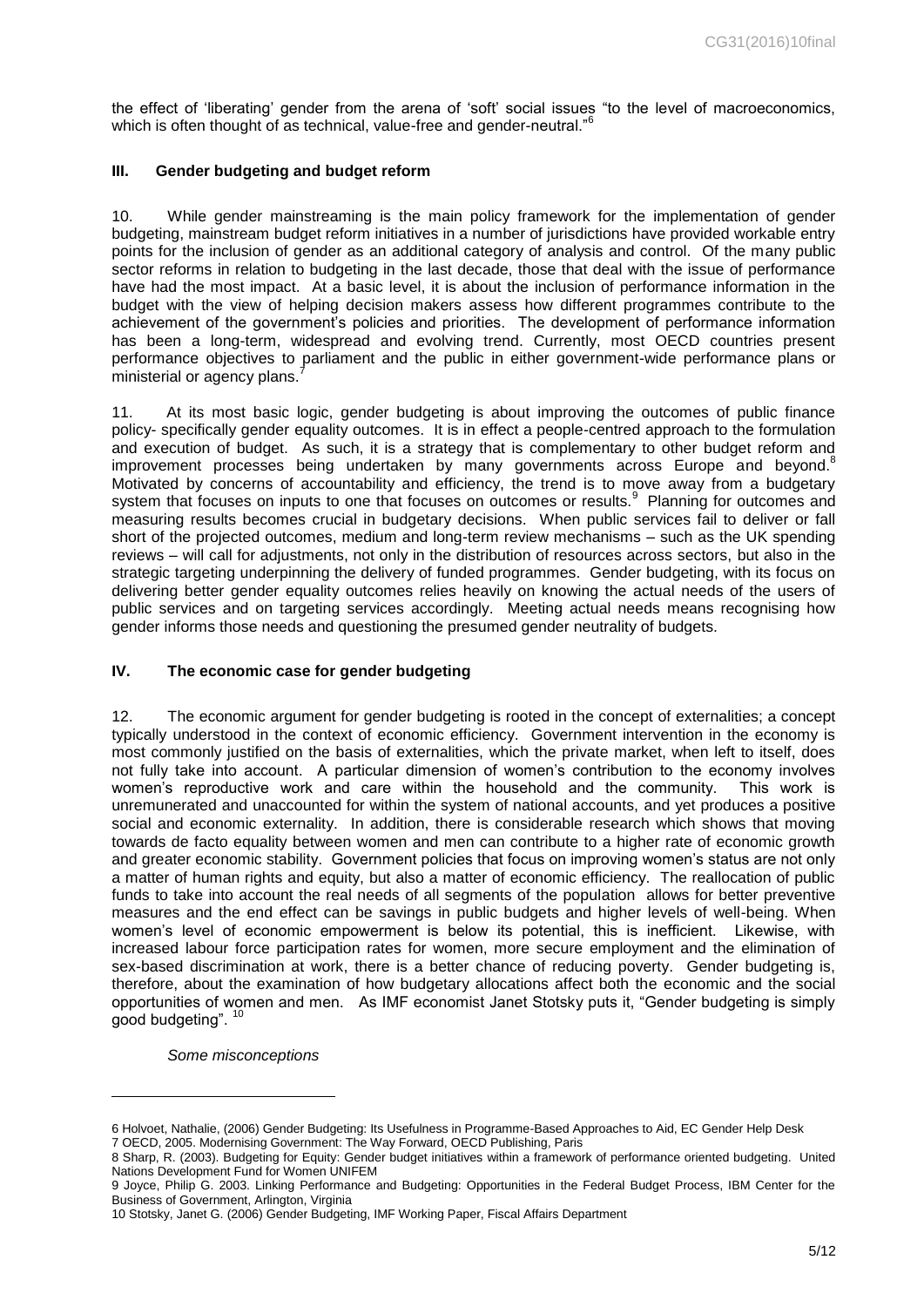the effect of 'liberating' gender from the arena of 'soft' social issues "to the level of macroeconomics, which is often thought of as technical, value-free and gender-neutral."[6]

### III. Gender budgeting and budget reform

10. While gender mainstreaming is the main policy framework for the implementation of gender budgeting, mainstream budget reform initiatives in a number of jurisdictions have provided workable entry points for the inclusion of gender as an additional category of analysis and control. Of the many public sector reforms in relation to budgeting in the last decade, those that deal with the issue of performance have had the most impact. At a basic level, it is about the inclusion of performance information in the budget with the view of helping decision makers assess how different programmes contribute to the achievement of the government's policies and priorities. The development of performance information has been a long-term, widespread and evolving trend. Currently, most OECD countries present performance objectives to parliament and the public in either government-wide performance plans or ministerial or agency plans.[7]

11. At its most basic logic, gender budgeting is about improving the outcomes of public finance policy- specifically gender equality outcomes. It is in effect a people-centred approach to the formulation and execution of budget. As such, it is a strategy that is complementary to other budget reform and improvement processes being undertaken by many governments across Europe and beyond.[8] Motivated by concerns of accountability and efficiency, the trend is to move away from a budgetary system that focuses on inputs to one that focuses on outcomes or results.[9] Planning for outcomes and measuring results becomes crucial in budgetary decisions. When public services fail to deliver or fall short of the projected outcomes, medium and long-term review mechanisms – such as the UK spending reviews – will call for adjustments, not only in the distribution of resources across sectors, but also in the strategic targeting underpinning the delivery of funded programmes. Gender budgeting, with its focus on delivering better gender equality outcomes relies heavily on knowing the actual needs of the users of public services and on targeting services accordingly. Meeting actual needs means recognising how gender informs those needs and questioning the presumed gender neutrality of budgets.

### IV. The economic case for gender budgeting

12. The economic argument for gender budgeting is rooted in the concept of externalities; a concept typically understood in the context of economic efficiency. Government intervention in the economy is most commonly justified on the basis of externalities, which the private market, when left to itself, does not fully take into account. A particular dimension of women's contribution to the economy involves women's reproductive work and care within the household and the community. This work is unremunerated and unaccounted for within the system of national accounts, and yet produces a positive social and economic externality. In addition, there is considerable research which shows that moving towards de facto equality between women and men can contribute to a higher rate of economic growth and greater economic stability. Government policies that focus on improving women's status are not only a matter of human rights and equity, but also a matter of economic efficiency. The reallocation of public funds to take into account the real needs of all segments of the population allows for better preventive measures and the end effect can be savings in public budgets and higher levels of well-being. When women's level of economic empowerment is below its potential, this is inefficient. Likewise, with increased labour force participation rates for women, more secure employment and the elimination of sex-based discrimination at work, there is a better chance of reducing poverty. Gender budgeting is, therefore, about the examination of how budgetary allocations affect both the economic and the social opportunities of women and men. As IMF economist Janet Stotsky puts it, "Gender budgeting is simply good budgeting".[10]

*Some misconceptions*

---

6 Holvoet, Nathalie, (2006) Gender Budgeting: Its Usefulness in Programme-Based Approaches to Aid, EC Gender Help Desk
7 OECD, 2005. Modernising Government: The Way Forward, OECD Publishing, Paris
8 Sharp, R. (2003). Budgeting for Equity: Gender budget initiatives within a framework of performance oriented budgeting. United Nations Development Fund for Women UNIFEM
9 Joyce, Philip G. 2003. Linking Performance and Budgeting: Opportunities in the Federal Budget Process, IBM Center for the Business of Government, Arlington, Virginia
10 Stotsky, Janet G. (2006) Gender Budgeting, IMF Working Paper, Fiscal Affairs Department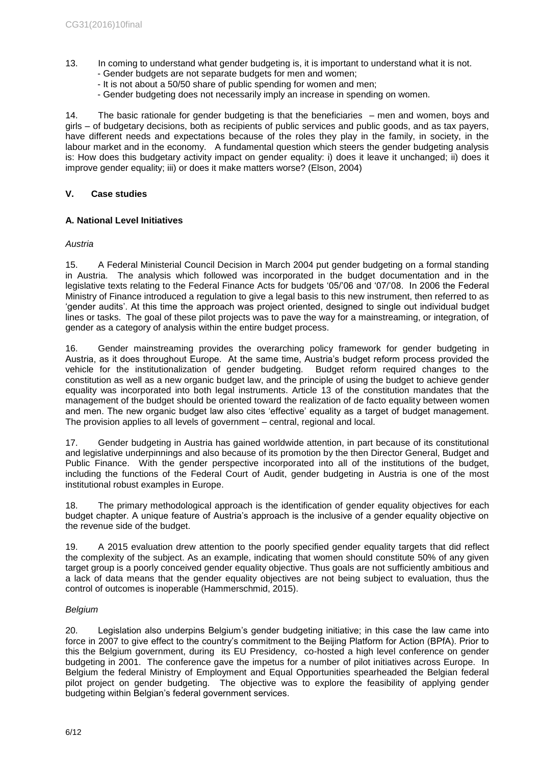13. In coming to understand what gender budgeting is, it is important to understand what it is not.
   - Gender budgets are not separate budgets for men and women;
   - It is not about a 50/50 share of public spending for women and men;
   - Gender budgeting does not necessarily imply an increase in spending on women.

14. The basic rationale for gender budgeting is that the beneficiaries – men and women, boys and girls – of budgetary decisions, both as recipients of public services and public goods, and as tax payers, have different needs and expectations because of the roles they play in the family, in society, in the labour market and in the economy. A fundamental question which steers the gender budgeting analysis is: How does this budgetary activity impact on gender equality: i) does it leave it unchanged; ii) does it improve gender equality; iii) or does it make matters worse? (Elson, 2004)

## V. Case studies

### A. National Level Initiatives

*Austria*

15. A Federal Ministerial Council Decision in March 2004 put gender budgeting on a formal standing in Austria. The analysis which followed was incorporated in the budget documentation and in the legislative texts relating to the Federal Finance Acts for budgets '05/'06 and '07/'08. In 2006 the Federal Ministry of Finance introduced a regulation to give a legal basis to this new instrument, then referred to as 'gender audits'. At this time the approach was project oriented, designed to single out individual budget lines or tasks. The goal of these pilot projects was to pave the way for a mainstreaming, or integration, of gender as a category of analysis within the entire budget process.

16. Gender mainstreaming provides the overarching policy framework for gender budgeting in Austria, as it does throughout Europe. At the same time, Austria's budget reform process provided the vehicle for the institutionalization of gender budgeting. Budget reform required changes to the constitution as well as a new organic budget law, and the principle of using the budget to achieve gender equality was incorporated into both legal instruments. Article 13 of the constitution mandates that the management of the budget should be oriented toward the realization of de facto equality between women and men. The new organic budget law also cites 'effective' equality as a target of budget management. The provision applies to all levels of government – central, regional and local.

17. Gender budgeting in Austria has gained worldwide attention, in part because of its constitutional and legislative underpinnings and also because of its promotion by the then Director General, Budget and Public Finance. With the gender perspective incorporated into all of the institutions of the budget, including the functions of the Federal Court of Audit, gender budgeting in Austria is one of the most institutional robust examples in Europe.

18. The primary methodological approach is the identification of gender equality objectives for each budget chapter. A unique feature of Austria's approach is the inclusive of a gender equality objective on the revenue side of the budget.

19. A 2015 evaluation drew attention to the poorly specified gender equality targets that did reflect the complexity of the subject. As an example, indicating that women should constitute 50% of any given target group is a poorly conceived gender equality objective. Thus goals are not sufficiently ambitious and a lack of data means that the gender equality objectives are not being subject to evaluation, thus the control of outcomes is inoperable (Hammerschmid, 2015).

*Belgium*

20. Legislation also underpins Belgium's gender budgeting initiative; in this case the law came into force in 2007 to give effect to the country's commitment to the Beijing Platform for Action (BPfA). Prior to this the Belgium government, during its EU Presidency, co-hosted a high level conference on gender budgeting in 2001. The conference gave the impetus for a number of pilot initiatives across Europe. In Belgium the federal Ministry of Employment and Equal Opportunities spearheaded the Belgian federal pilot project on gender budgeting. The objective was to explore the feasibility of applying gender budgeting within Belgian's federal government services.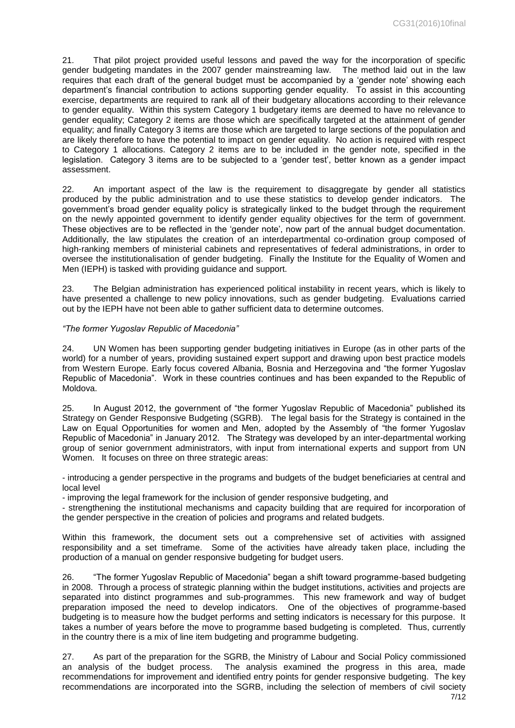21. That pilot project provided useful lessons and paved the way for the incorporation of specific gender budgeting mandates in the 2007 gender mainstreaming law. The method laid out in the law requires that each draft of the general budget must be accompanied by a 'gender note' showing each department's financial contribution to actions supporting gender equality. To assist in this accounting exercise, departments are required to rank all of their budgetary allocations according to their relevance to gender equality. Within this system Category 1 budgetary items are deemed to have no relevance to gender equality; Category 2 items are those which are specifically targeted at the attainment of gender equality; and finally Category 3 items are those which are targeted to large sections of the population and are likely therefore to have the potential to impact on gender equality. No action is required with respect to Category 1 allocations. Category 2 items are to be included in the gender note, specified in the legislation. Category 3 items are to be subjected to a 'gender test', better known as a gender impact assessment.

22. An important aspect of the law is the requirement to disaggregate by gender all statistics produced by the public administration and to use these statistics to develop gender indicators. The government's broad gender equality policy is strategically linked to the budget through the requirement on the newly appointed government to identify gender equality objectives for the term of government. These objectives are to be reflected in the 'gender note', now part of the annual budget documentation. Additionally, the law stipulates the creation of an interdepartmental co-ordination group composed of high-ranking members of ministerial cabinets and representatives of federal administrations, in order to oversee the institutionalisation of gender budgeting. Finally the Institute for the Equality of Women and Men (IEPH) is tasked with providing guidance and support.

23. The Belgian administration has experienced political instability in recent years, which is likely to have presented a challenge to new policy innovations, such as gender budgeting. Evaluations carried out by the IEPH have not been able to gather sufficient data to determine outcomes.

*"The former Yugoslav Republic of Macedonia"*

24. UN Women has been supporting gender budgeting initiatives in Europe (as in other parts of the world) for a number of years, providing sustained expert support and drawing upon best practice models from Western Europe. Early focus covered Albania, Bosnia and Herzegovina and "the former Yugoslav Republic of Macedonia". Work in these countries continues and has been expanded to the Republic of Moldova.

25. In August 2012, the government of "the former Yugoslav Republic of Macedonia" published its Strategy on Gender Responsive Budgeting (SGRB). The legal basis for the Strategy is contained in the Law on Equal Opportunities for women and Men, adopted by the Assembly of "the former Yugoslav Republic of Macedonia" in January 2012. The Strategy was developed by an inter-departmental working group of senior government administrators, with input from international experts and support from UN Women. It focuses on three on three strategic areas:

- introducing a gender perspective in the programs and budgets of the budget beneficiaries at central and local level
- improving the legal framework for the inclusion of gender responsive budgeting, and
- strengthening the institutional mechanisms and capacity building that are required for incorporation of the gender perspective in the creation of policies and programs and related budgets.

Within this framework, the document sets out a comprehensive set of activities with assigned responsibility and a set timeframe. Some of the activities have already taken place, including the production of a manual on gender responsive budgeting for budget users.

26. "The former Yugoslav Republic of Macedonia" began a shift toward programme-based budgeting in 2008. Through a process of strategic planning within the budget institutions, activities and projects are separated into distinct programmes and sub-programmes. This new framework and way of budget preparation imposed the need to develop indicators. One of the objectives of programme-based budgeting is to measure how the budget performs and setting indicators is necessary for this purpose. It takes a number of years before the move to programme based budgeting is completed. Thus, currently in the country there is a mix of line item budgeting and programme budgeting.

27. As part of the preparation for the SGRB, the Ministry of Labour and Social Policy commissioned an analysis of the budget process. The analysis examined the progress in this area, made recommendations for improvement and identified entry points for gender responsive budgeting. The key recommendations are incorporated into the SGRB, including the selection of members of civil society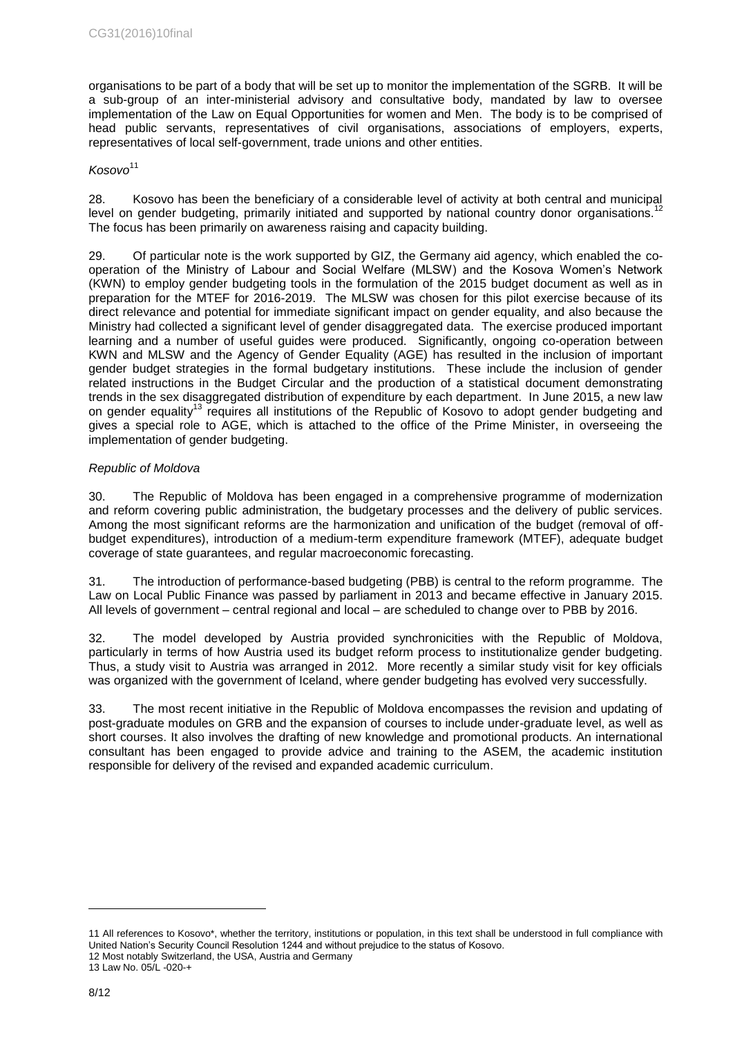organisations to be part of a body that will be set up to monitor the implementation of the SGRB. It will be a sub-group of an inter-ministerial advisory and consultative body, mandated by law to oversee implementation of the Law on Equal Opportunities for women and Men. The body is to be comprised of head public servants, representatives of civil organisations, associations of employers, experts, representatives of local self-government, trade unions and other entities.

*Kosovo*[11]

28. Kosovo has been the beneficiary of a considerable level of activity at both central and municipal level on gender budgeting, primarily initiated and supported by national country donor organisations.[12] The focus has been primarily on awareness raising and capacity building.

29. Of particular note is the work supported by GIZ, the Germany aid agency, which enabled the co-operation of the Ministry of Labour and Social Welfare (MLSW) and the Kosova Women's Network (KWN) to employ gender budgeting tools in the formulation of the 2015 budget document as well as in preparation for the MTEF for 2016-2019. The MLSW was chosen for this pilot exercise because of its direct relevance and potential for immediate significant impact on gender equality, and also because the Ministry had collected a significant level of gender disaggregated data. The exercise produced important learning and a number of useful guides were produced. Significantly, ongoing co-operation between KWN and MLSW and the Agency of Gender Equality (AGE) has resulted in the inclusion of important gender budget strategies in the formal budgetary institutions. These include the inclusion of gender related instructions in the Budget Circular and the production of a statistical document demonstrating trends in the sex disaggregated distribution of expenditure by each department. In June 2015, a new law on gender equality[13] requires all institutions of the Republic of Kosovo to adopt gender budgeting and gives a special role to AGE, which is attached to the office of the Prime Minister, in overseeing the implementation of gender budgeting.

*Republic of Moldova*

30. The Republic of Moldova has been engaged in a comprehensive programme of modernization and reform covering public administration, the budgetary processes and the delivery of public services. Among the most significant reforms are the harmonization and unification of the budget (removal of off-budget expenditures), introduction of a medium-term expenditure framework (MTEF), adequate budget coverage of state guarantees, and regular macroeconomic forecasting.

31. The introduction of performance-based budgeting (PBB) is central to the reform programme. The Law on Local Public Finance was passed by parliament in 2013 and became effective in January 2015. All levels of government – central regional and local – are scheduled to change over to PBB by 2016.

32. The model developed by Austria provided synchronicities with the Republic of Moldova, particularly in terms of how Austria used its budget reform process to institutionalize gender budgeting. Thus, a study visit to Austria was arranged in 2012. More recently a similar study visit for key officials was organized with the government of Iceland, where gender budgeting has evolved very successfully.

33. The most recent initiative in the Republic of Moldova encompasses the revision and updating of post-graduate modules on GRB and the expansion of courses to include under-graduate level, as well as short courses. It also involves the drafting of new knowledge and promotional products. An international consultant has been engaged to provide advice and training to the ASEM, the academic institution responsible for delivery of the revised and expanded academic curriculum.

---

11 All references to Kosovo*, whether the territory, institutions or population, in this text shall be understood in full compliance with United Nation's Security Council Resolution 1244 and without prejudice to the status of Kosovo.

12 Most notably Switzerland, the USA, Austria and Germany

13 Law No. 05/L -020-+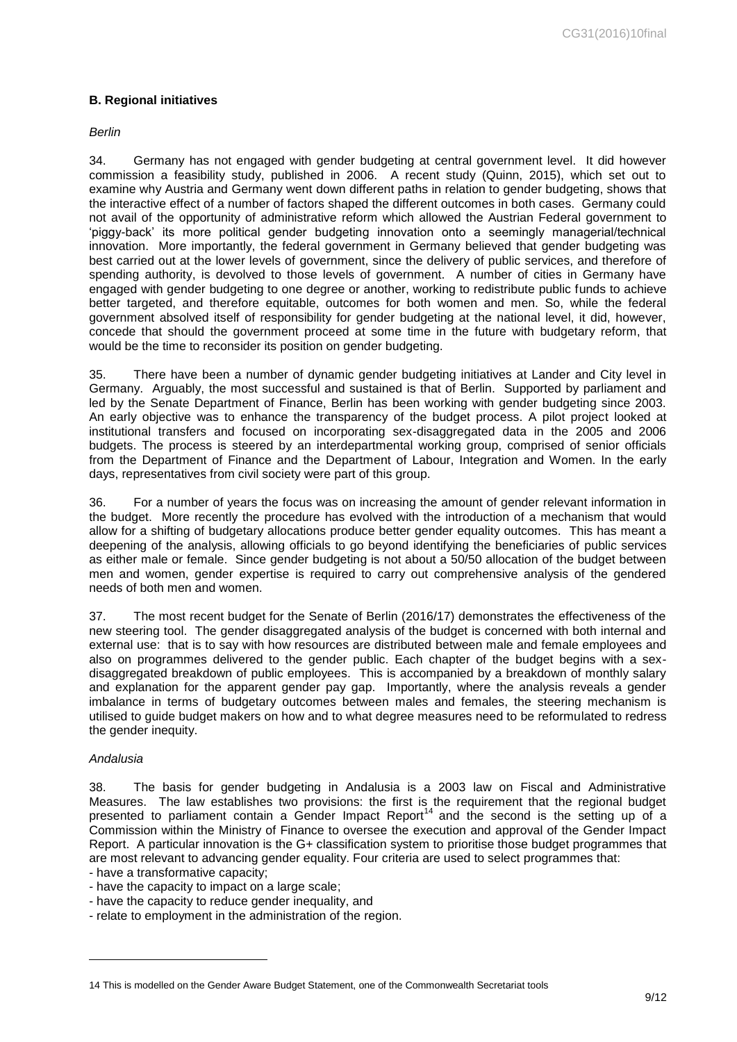### B. Regional initiatives

*Berlin*

34. Germany has not engaged with gender budgeting at central government level. It did however commission a feasibility study, published in 2006. A recent study (Quinn, 2015), which set out to examine why Austria and Germany went down different paths in relation to gender budgeting, shows that the interactive effect of a number of factors shaped the different outcomes in both cases. Germany could not avail of the opportunity of administrative reform which allowed the Austrian Federal government to 'piggy-back' its more political gender budgeting innovation onto a seemingly managerial/technical innovation. More importantly, the federal government in Germany believed that gender budgeting was best carried out at the lower levels of government, since the delivery of public services, and therefore of spending authority, is devolved to those levels of government. A number of cities in Germany have engaged with gender budgeting to one degree or another, working to redistribute public funds to achieve better targeted, and therefore equitable, outcomes for both women and men. So, while the federal government absolved itself of responsibility for gender budgeting at the national level, it did, however, concede that should the government proceed at some time in the future with budgetary reform, that would be the time to reconsider its position on gender budgeting.

35. There have been a number of dynamic gender budgeting initiatives at Lander and City level in Germany. Arguably, the most successful and sustained is that of Berlin. Supported by parliament and led by the Senate Department of Finance, Berlin has been working with gender budgeting since 2003. An early objective was to enhance the transparency of the budget process. A pilot project looked at institutional transfers and focused on incorporating sex-disaggregated data in the 2005 and 2006 budgets. The process is steered by an interdepartmental working group, comprised of senior officials from the Department of Finance and the Department of Labour, Integration and Women. In the early days, representatives from civil society were part of this group.

36. For a number of years the focus was on increasing the amount of gender relevant information in the budget. More recently the procedure has evolved with the introduction of a mechanism that would allow for a shifting of budgetary allocations produce better gender equality outcomes. This has meant a deepening of the analysis, allowing officials to go beyond identifying the beneficiaries of public services as either male or female. Since gender budgeting is not about a 50/50 allocation of the budget between men and women, gender expertise is required to carry out comprehensive analysis of the gendered needs of both men and women.

37. The most recent budget for the Senate of Berlin (2016/17) demonstrates the effectiveness of the new steering tool. The gender disaggregated analysis of the budget is concerned with both internal and external use: that is to say with how resources are distributed between male and female employees and also on programmes delivered to the gender public. Each chapter of the budget begins with a sex-disaggregated breakdown of public employees. This is accompanied by a breakdown of monthly salary and explanation for the apparent gender pay gap. Importantly, where the analysis reveals a gender imbalance in terms of budgetary outcomes between males and females, the steering mechanism is utilised to guide budget makers on how and to what degree measures need to be reformulated to redress the gender inequity.

*Andalusia*

38. The basis for gender budgeting in Andalusia is a 2003 law on Fiscal and Administrative Measures. The law establishes two provisions: the first is the requirement that the regional budget presented to parliament contain a Gender Impact Report[14] and the second is the setting up of a Commission within the Ministry of Finance to oversee the execution and approval of the Gender Impact Report. A particular innovation is the G+ classification system to prioritise those budget programmes that are most relevant to advancing gender equality. Four criteria are used to select programmes that:

- have a transformative capacity;
- have the capacity to impact on a large scale;
- have the capacity to reduce gender inequality, and
- relate to employment in the administration of the region.

---

14 This is modelled on the Gender Aware Budget Statement, one of the Commonwealth Secretariat tools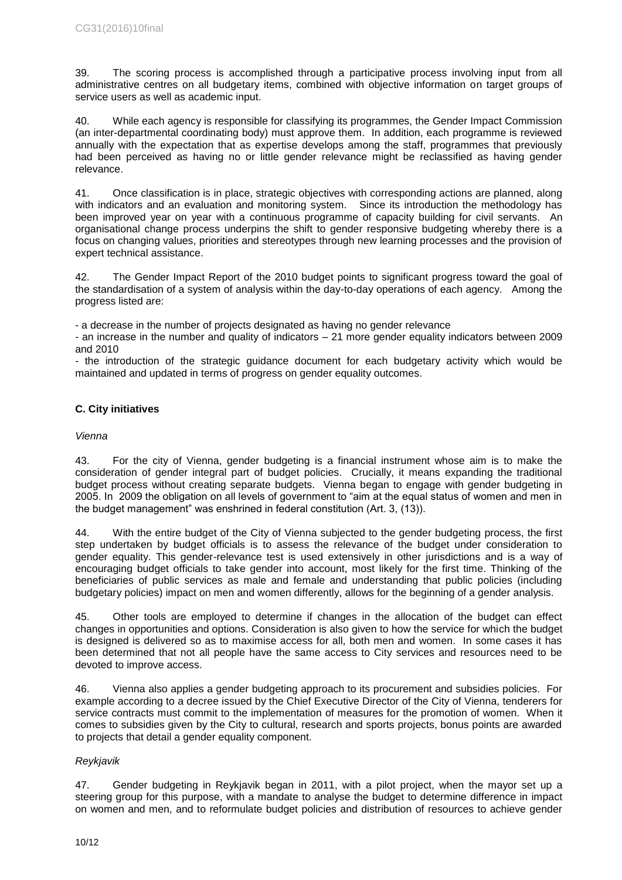39. The scoring process is accomplished through a participative process involving input from all administrative centres on all budgetary items, combined with objective information on target groups of service users as well as academic input.

40. While each agency is responsible for classifying its programmes, the Gender Impact Commission (an inter-departmental coordinating body) must approve them. In addition, each programme is reviewed annually with the expectation that as expertise develops among the staff, programmes that previously had been perceived as having no or little gender relevance might be reclassified as having gender relevance.

41. Once classification is in place, strategic objectives with corresponding actions are planned, along with indicators and an evaluation and monitoring system. Since its introduction the methodology has been improved year on year with a continuous programme of capacity building for civil servants. An organisational change process underpins the shift to gender responsive budgeting whereby there is a focus on changing values, priorities and stereotypes through new learning processes and the provision of expert technical assistance.

42. The Gender Impact Report of the 2010 budget points to significant progress toward the goal of the standardisation of a system of analysis within the day-to-day operations of each agency. Among the progress listed are:

- a decrease in the number of projects designated as having no gender relevance
- an increase in the number and quality of indicators – 21 more gender equality indicators between 2009 and 2010
- the introduction of the strategic guidance document for each budgetary activity which would be maintained and updated in terms of progress on gender equality outcomes.

### C. City initiatives

*Vienna*

43. For the city of Vienna, gender budgeting is a financial instrument whose aim is to make the consideration of gender integral part of budget policies. Crucially, it means expanding the traditional budget process without creating separate budgets. Vienna began to engage with gender budgeting in 2005. In 2009 the obligation on all levels of government to "aim at the equal status of women and men in the budget management" was enshrined in federal constitution (Art. 3, (13)).

44. With the entire budget of the City of Vienna subjected to the gender budgeting process, the first step undertaken by budget officials is to assess the relevance of the budget under consideration to gender equality. This gender-relevance test is used extensively in other jurisdictions and is a way of encouraging budget officials to take gender into account, most likely for the first time. Thinking of the beneficiaries of public services as male and female and understanding that public policies (including budgetary policies) impact on men and women differently, allows for the beginning of a gender analysis.

45. Other tools are employed to determine if changes in the allocation of the budget can effect changes in opportunities and options. Consideration is also given to how the service for which the budget is designed is delivered so as to maximise access for all, both men and women. In some cases it has been determined that not all people have the same access to City services and resources need to be devoted to improve access.

46. Vienna also applies a gender budgeting approach to its procurement and subsidies policies. For example according to a decree issued by the Chief Executive Director of the City of Vienna, tenderers for service contracts must commit to the implementation of measures for the promotion of women. When it comes to subsidies given by the City to cultural, research and sports projects, bonus points are awarded to projects that detail a gender equality component.

*Reykjavik*

47. Gender budgeting in Reykjavik began in 2011, with a pilot project, when the mayor set up a steering group for this purpose, with a mandate to analyse the budget to determine difference in impact on women and men, and to reformulate budget policies and distribution of resources to achieve gender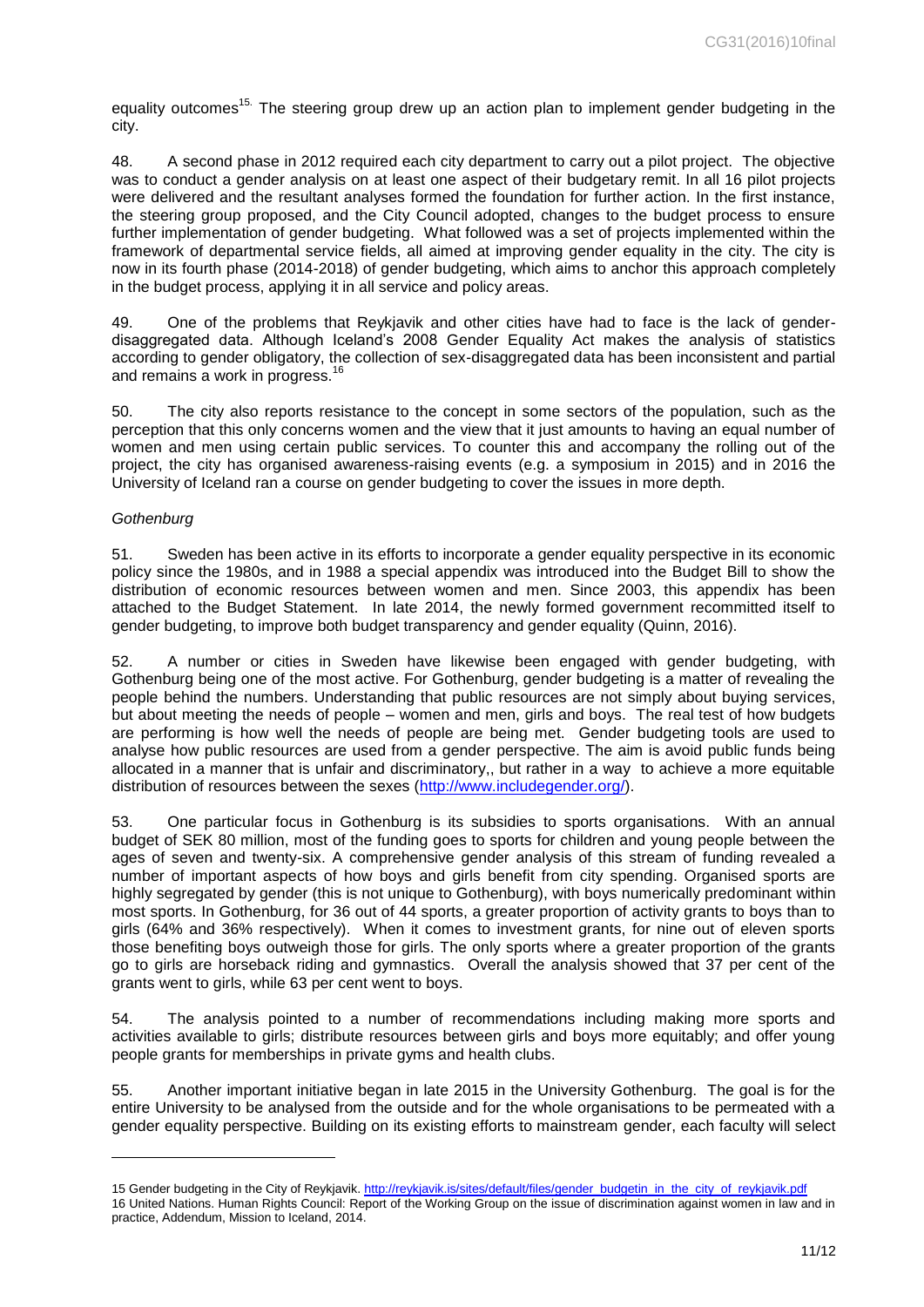equality outcomes[15]. The steering group drew up an action plan to implement gender budgeting in the city.

48. A second phase in 2012 required each city department to carry out a pilot project. The objective was to conduct a gender analysis on at least one aspect of their budgetary remit. In all 16 pilot projects were delivered and the resultant analyses formed the foundation for further action. In the first instance, the steering group proposed, and the City Council adopted, changes to the budget process to ensure further implementation of gender budgeting. What followed was a set of projects implemented within the framework of departmental service fields, all aimed at improving gender equality in the city. The city is now in its fourth phase (2014-2018) of gender budgeting, which aims to anchor this approach completely in the budget process, applying it in all service and policy areas.

49. One of the problems that Reykjavik and other cities have had to face is the lack of gender-disaggregated data. Although Iceland's 2008 Gender Equality Act makes the analysis of statistics according to gender obligatory, the collection of sex-disaggregated data has been inconsistent and partial and remains a work in progress.[16]

50. The city also reports resistance to the concept in some sectors of the population, such as the perception that this only concerns women and the view that it just amounts to having an equal number of women and men using certain public services. To counter this and accompany the rolling out of the project, the city has organised awareness-raising events (e.g. a symposium in 2015) and in 2016 the University of Iceland ran a course on gender budgeting to cover the issues in more depth.

*Gothenburg*

51. Sweden has been active in its efforts to incorporate a gender equality perspective in its economic policy since the 1980s, and in 1988 a special appendix was introduced into the Budget Bill to show the distribution of economic resources between women and men. Since 2003, this appendix has been attached to the Budget Statement. In late 2014, the newly formed government recommitted itself to gender budgeting, to improve both budget transparency and gender equality (Quinn, 2016).

52. A number or cities in Sweden have likewise been engaged with gender budgeting, with Gothenburg being one of the most active. For Gothenburg, gender budgeting is a matter of revealing the people behind the numbers. Understanding that public resources are not simply about buying services, but about meeting the needs of people – women and men, girls and boys. The real test of how budgets are performing is how well the needs of people are being met. Gender budgeting tools are used to analyse how public resources are used from a gender perspective. The aim is avoid public funds being allocated in a manner that is unfair and discriminatory,, but rather in a way to achieve a more equitable distribution of resources between the sexes (http://www.includegender.org/).

53. One particular focus in Gothenburg is its subsidies to sports organisations. With an annual budget of SEK 80 million, most of the funding goes to sports for children and young people between the ages of seven and twenty-six. A comprehensive gender analysis of this stream of funding revealed a number of important aspects of how boys and girls benefit from city spending. Organised sports are highly segregated by gender (this is not unique to Gothenburg), with boys numerically predominant within most sports. In Gothenburg, for 36 out of 44 sports, a greater proportion of activity grants to boys than to girls (64% and 36% respectively). When it comes to investment grants, for nine out of eleven sports those benefiting boys outweigh those for girls. The only sports where a greater proportion of the grants go to girls are horseback riding and gymnastics. Overall the analysis showed that 37 per cent of the grants went to girls, while 63 per cent went to boys.

54. The analysis pointed to a number of recommendations including making more sports and activities available to girls; distribute resources between girls and boys more equitably; and offer young people grants for memberships in private gyms and health clubs.

55. Another important initiative began in late 2015 in the University Gothenburg. The goal is for the entire University to be analysed from the outside and for the whole organisations to be permeated with a gender equality perspective. Building on its existing efforts to mainstream gender, each faculty will select

---

15 Gender budgeting in the City of Reykjavik. http://reykjavik.is/sites/default/files/gender_budgetin_in_the_city_of_reykjavik.pdf

16 United Nations. Human Rights Council: Report of the Working Group on the issue of discrimination against women in law and in practice, Addendum, Mission to Iceland, 2014.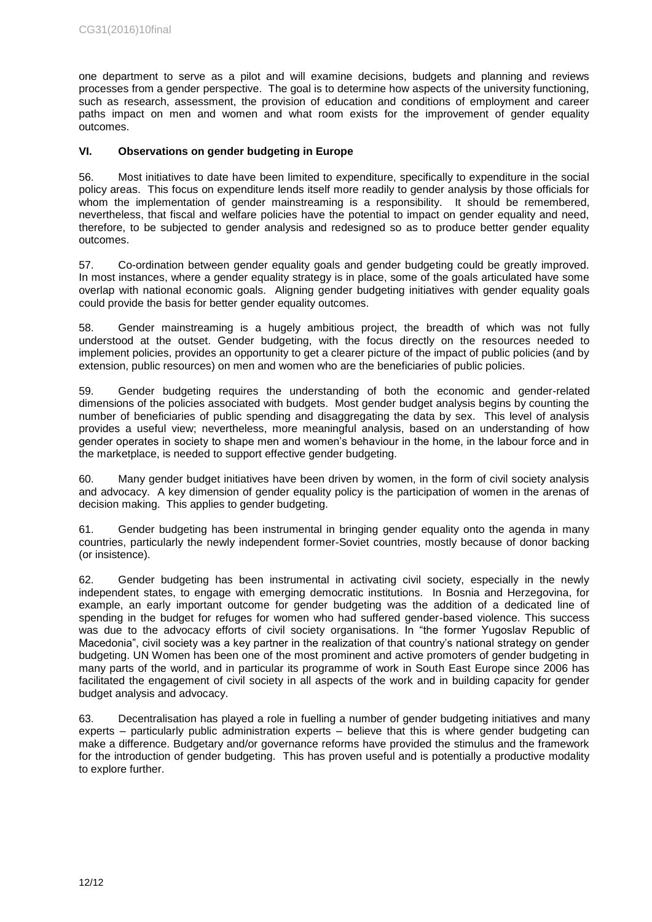one department to serve as a pilot and will examine decisions, budgets and planning and reviews processes from a gender perspective. The goal is to determine how aspects of the university functioning, such as research, assessment, the provision of education and conditions of employment and career paths impact on men and women and what room exists for the improvement of gender equality outcomes.

## VI. Observations on gender budgeting in Europe

56. Most initiatives to date have been limited to expenditure, specifically to expenditure in the social policy areas. This focus on expenditure lends itself more readily to gender analysis by those officials for whom the implementation of gender mainstreaming is a responsibility. It should be remembered, nevertheless, that fiscal and welfare policies have the potential to impact on gender equality and need, therefore, to be subjected to gender analysis and redesigned so as to produce better gender equality outcomes.

57. Co-ordination between gender equality goals and gender budgeting could be greatly improved. In most instances, where a gender equality strategy is in place, some of the goals articulated have some overlap with national economic goals. Aligning gender budgeting initiatives with gender equality goals could provide the basis for better gender equality outcomes.

58. Gender mainstreaming is a hugely ambitious project, the breadth of which was not fully understood at the outset. Gender budgeting, with the focus directly on the resources needed to implement policies, provides an opportunity to get a clearer picture of the impact of public policies (and by extension, public resources) on men and women who are the beneficiaries of public policies.

59. Gender budgeting requires the understanding of both the economic and gender-related dimensions of the policies associated with budgets. Most gender budget analysis begins by counting the number of beneficiaries of public spending and disaggregating the data by sex. This level of analysis provides a useful view; nevertheless, more meaningful analysis, based on an understanding of how gender operates in society to shape men and women's behaviour in the home, in the labour force and in the marketplace, is needed to support effective gender budgeting.

60. Many gender budget initiatives have been driven by women, in the form of civil society analysis and advocacy. A key dimension of gender equality policy is the participation of women in the arenas of decision making. This applies to gender budgeting.

61. Gender budgeting has been instrumental in bringing gender equality onto the agenda in many countries, particularly the newly independent former-Soviet countries, mostly because of donor backing (or insistence).

62. Gender budgeting has been instrumental in activating civil society, especially in the newly independent states, to engage with emerging democratic institutions. In Bosnia and Herzegovina, for example, an early important outcome for gender budgeting was the addition of a dedicated line of spending in the budget for refuges for women who had suffered gender-based violence. This success was due to the advocacy efforts of civil society organisations. In "the former Yugoslav Republic of Macedonia", civil society was a key partner in the realization of that country's national strategy on gender budgeting. UN Women has been one of the most prominent and active promoters of gender budgeting in many parts of the world, and in particular its programme of work in South East Europe since 2006 has facilitated the engagement of civil society in all aspects of the work and in building capacity for gender budget analysis and advocacy.

63. Decentralisation has played a role in fuelling a number of gender budgeting initiatives and many experts – particularly public administration experts – believe that this is where gender budgeting can make a difference. Budgetary and/or governance reforms have provided the stimulus and the framework for the introduction of gender budgeting. This has proven useful and is potentially a productive modality to explore further.